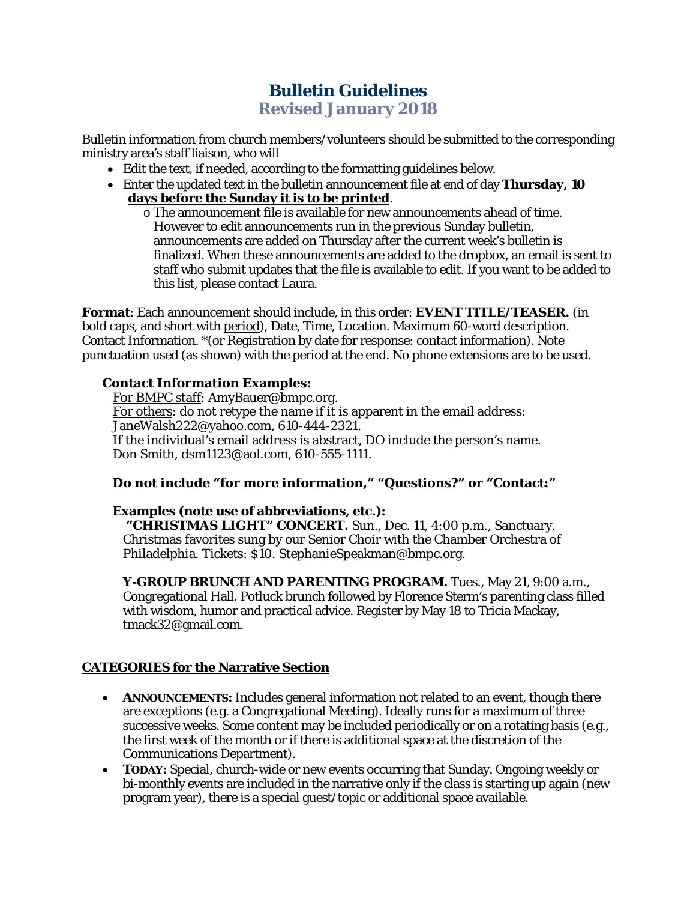# Bulletin Guidelines

## Revised January 2018

Bulletin information from church members/volunteers should be submitted to the corresponding ministry area's staff liaison, who will

- Edit the text, if needed, according to the formatting guidelines below.
- Enter the updated text in the bulletin announcement file at end of day **<u>Thursday, 10 days before the Sunday it is to be printed</u>**.
  - The announcement file is available for new announcements ahead of time. However to edit announcements run in the previous Sunday bulletin, announcements are added on Thursday after the current week's bulletin is finalized. When these announcements are added to the dropbox, an email is sent to staff who submit updates that the file is available to edit. If you want to be added to this list, please contact Laura.

**<u>Format</u>**: Each announcement should include, in this order: **EVENT TITLE/TEASER.** (in bold caps, and short with <u>period</u>), Date, Time, Location. Maximum 60-word description. Contact Information. *(or Registration by date for response: contact information). Note punctuation used (as shown) with the period at the end. No phone extensions are to be used.

**Contact Information Examples:**

<u>For BMPC staff</u>: AmyBauer@bmpc.org.
<u>For others</u>: do not retype the name if it is apparent in the email address: JaneWalsh222@yahoo.com, 610-444-2321.
If the individual's email address is abstract, DO include the person's name. Don Smith, dsm1123@aol.com, 610-555-1111.

**Do not include "for more information," "Questions?" or "Contact:"**

**Examples (note use of abbreviations, etc.):**

**"CHRISTMAS LIGHT" CONCERT.** Sun., Dec. 11, 4:00 p.m., Sanctuary. Christmas favorites sung by our Senior Choir with the Chamber Orchestra of Philadelphia. Tickets: $10. StephanieSpeakman@bmpc.org.

**Y-GROUP BRUNCH AND PARENTING PROGRAM.** Tues., May 21, 9:00 a.m., Congregational Hall. Potluck brunch followed by Florence Sterm's parenting class filled with wisdom, humor and practical advice. Register by May 18 to Tricia Mackay, tmack32@gmail.com.

**<u>CATEGORIES for the Narrative Section</u>**

- **ANNOUNCEMENTS:** Includes general information not related to an event, though there are exceptions (e.g. a Congregational Meeting). Ideally runs for a maximum of three successive weeks. Some content may be included periodically or on a rotating basis (e.g., the first week of the month or if there is additional space at the discretion of the Communications Department).
- **TODAY:** Special, church-wide or new events occurring that Sunday. Ongoing weekly or bi-monthly events are included in the narrative only if the class is starting up again (new program year), there is a special guest/topic or additional space available.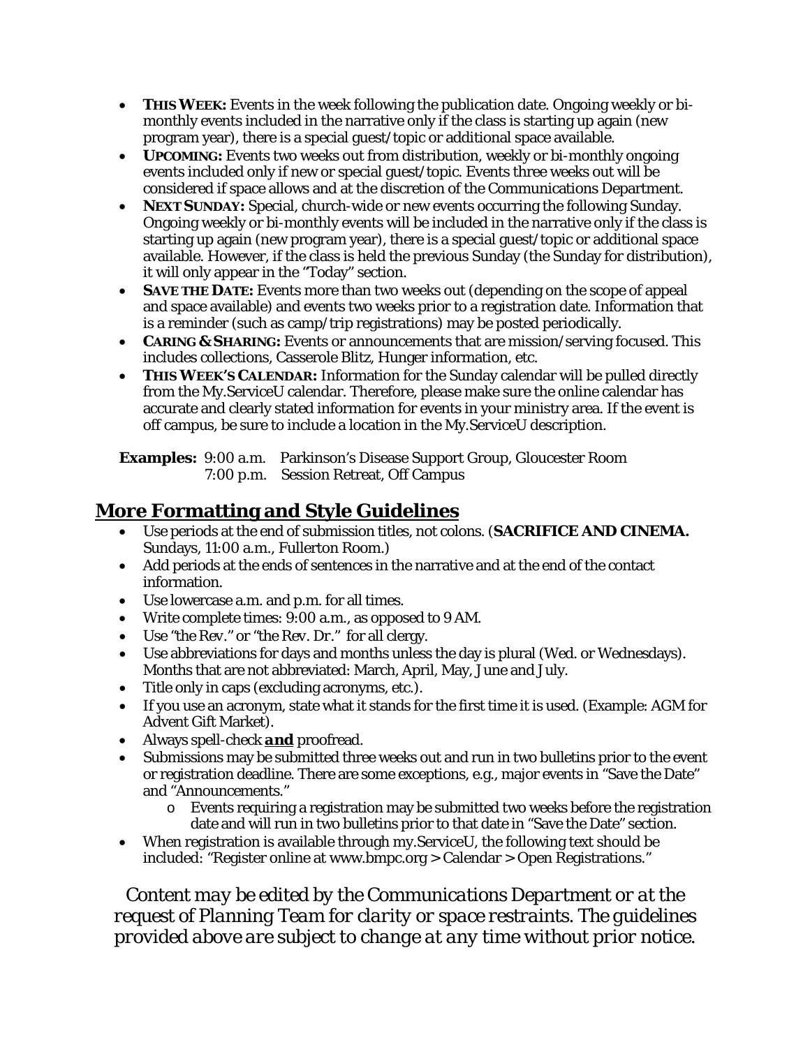- **THIS WEEK:** Events in the week following the publication date. Ongoing weekly or bi-monthly events included in the narrative only if the class is starting up again (new program year), there is a special guest/topic or additional space available.
- **UPCOMING:** Events two weeks out from distribution, weekly or bi-monthly ongoing events included only if new or special guest/topic. Events three weeks out will be considered if space allows and at the discretion of the Communications Department.
- **NEXT SUNDAY:** Special, church-wide or new events occurring the following Sunday. Ongoing weekly or bi-monthly events will be included in the narrative only if the class is starting up again (new program year), there is a special guest/topic or additional space available. However, if the class is held the previous Sunday (the Sunday for distribution), it will only appear in the "Today" section.
- **SAVE THE DATE:** Events more than two weeks out (depending on the scope of appeal and space available) and events two weeks prior to a registration date. Information that is a reminder (such as camp/trip registrations) may be posted periodically.
- **CARING & SHARING:** Events or announcements that are mission/serving focused. This includes collections, Casserole Blitz, Hunger information, etc.
- **THIS WEEK'S CALENDAR:** Information for the Sunday calendar will be pulled directly from the My.ServiceU calendar. Therefore, please make sure the online calendar has accurate and clearly stated information for events in your ministry area. If the event is off campus, be sure to include a location in the My.ServiceU description.

**Examples:** 9:00 a.m. Parkinson's Disease Support Group, Gloucester Room
7:00 p.m. Session Retreat, Off Campus

## More Formatting and Style Guidelines

- Use periods at the end of submission titles, not colons. (**SACRIFICE AND CINEMA.** Sundays, 11:00 a.m., Fullerton Room.)
- Add periods at the ends of sentences in the narrative and at the end of the contact information.
- Use lowercase a.m. and p.m. for all times.
- Write complete times: 9:00 a.m., as opposed to 9 AM.
- Use "the Rev." or "the Rev. Dr." for all clergy.
- Use abbreviations for days and months unless the day is plural (Wed. or Wednesdays). Months that are not abbreviated: March, April, May, June and July.
- Title only in caps (excluding acronyms, etc.).
- If you use an acronym, state what it stands for the first time it is used. (Example: AGM for Advent Gift Market).
- Always spell-check **and** proofread.
- Submissions may be submitted three weeks out and run in two bulletins prior to the event or registration deadline. There are some exceptions, e.g., major events in "Save the Date" and "Announcements."
  - Events requiring a registration may be submitted two weeks before the registration date and will run in two bulletins prior to that date in "Save the Date" section.
- When registration is available through my.ServiceU, the following text should be included: "Register online at www.bmpc.org > Calendar > Open Registrations."

*Content may be edited by the Communications Department or at the request of Planning Team for clarity or space restraints. The guidelines provided above are subject to change at any time without prior notice.*